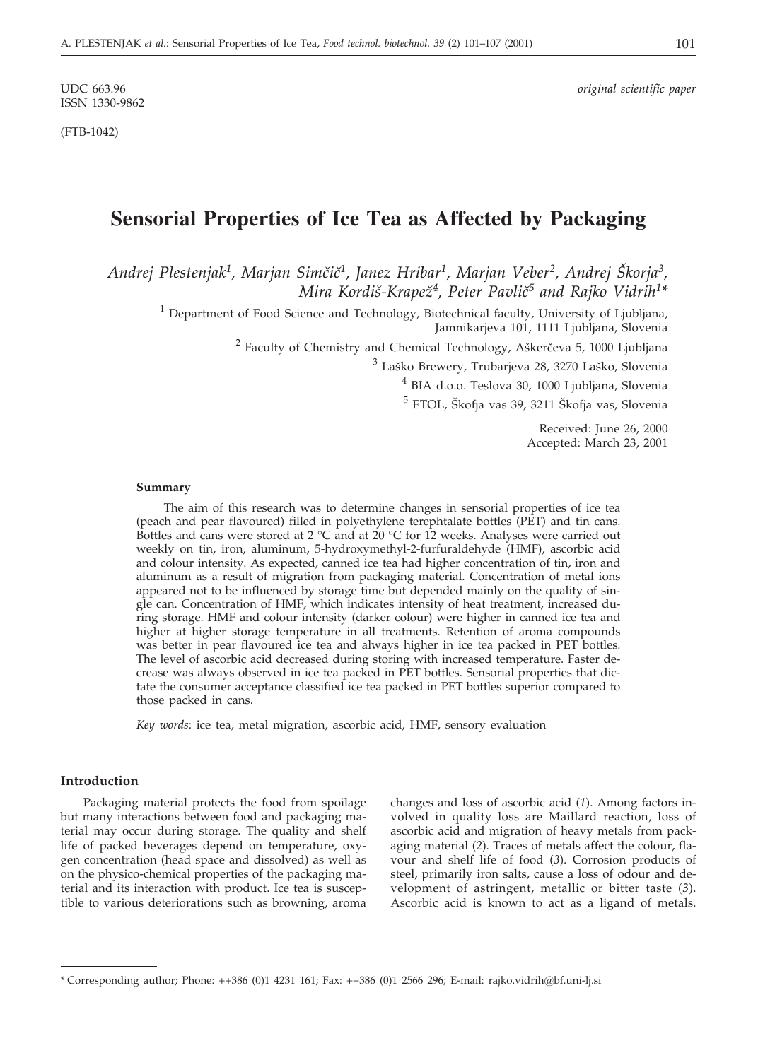UDC 663.96
ISSN 1330-9862

*original scientific paper*

(FTB-1042)

# Sensorial Properties of Ice Tea as Affected by Packaging

*Andrej Plestenjak[1], Marjan Simčič[1], Janez Hribar[1], Marjan Veber[2], Andrej Škorja[3], Mira Kordiš-Krapež[4], Peter Pavlič[5] and Rajko Vidrih[1]\**

[1] Department of Food Science and Technology, Biotechnical faculty, University of Ljubljana, Jamnikarjeva 101, 1111 Ljubljana, Slovenia

[2] Faculty of Chemistry and Chemical Technology, Aškerčeva 5, 1000 Ljubljana

[3] Laško Brewery, Trubarjeva 28, 3270 Laško, Slovenia

[4] BIA d.o.o. Teslova 30, 1000 Ljubljana, Slovenia

[5] ETOL, Škofja vas 39, 3211 Škofja vas, Slovenia

Received: June 26, 2000
Accepted: March 23, 2001

### Summary

The aim of this research was to determine changes in sensorial properties of ice tea (peach and pear flavoured) filled in polyethylene terephtalate bottles (PET) and tin cans. Bottles and cans were stored at 2 °C and at 20 °C for 12 weeks. Analyses were carried out weekly on tin, iron, aluminum, 5-hydroxymethyl-2-furfuraldehyde (HMF), ascorbic acid and colour intensity. As expected, canned ice tea had higher concentration of tin, iron and aluminum as a result of migration from packaging material. Concentration of metal ions appeared not to be influenced by storage time but depended mainly on the quality of single can. Concentration of HMF, which indicates intensity of heat treatment, increased during storage. HMF and colour intensity (darker colour) were higher in canned ice tea and higher at higher storage temperature in all treatments. Retention of aroma compounds was better in pear flavoured ice tea and always higher in ice tea packed in PET bottles. The level of ascorbic acid decreased during storing with increased temperature. Faster decrease was always observed in ice tea packed in PET bottles. Sensorial properties that dictate the consumer acceptance classified ice tea packed in PET bottles superior compared to those packed in cans.

*Key words*: ice tea, metal migration, ascorbic acid, HMF, sensory evaluation

## Introduction

Packaging material protects the food from spoilage but many interactions between food and packaging material may occur during storage. The quality and shelf life of packed beverages depend on temperature, oxygen concentration (head space and dissolved) as well as on the physico-chemical properties of the packaging material and its interaction with product. Ice tea is susceptible to various deteriorations such as browning, aroma changes and loss of ascorbic acid (*1*). Among factors involved in quality loss are Maillard reaction, loss of ascorbic acid and migration of heavy metals from packaging material (*2*). Traces of metals affect the colour, flavour and shelf life of food (*3*). Corrosion products of steel, primarily iron salts, cause a loss of odour and development of astringent, metallic or bitter taste (*3*). Ascorbic acid is known to act as a ligand of metals.

\* Corresponding author; Phone: ++386 (0)1 4231 161; Fax: ++386 (0)1 2566 296; E-mail: rajko.vidrih@bf.uni-lj.si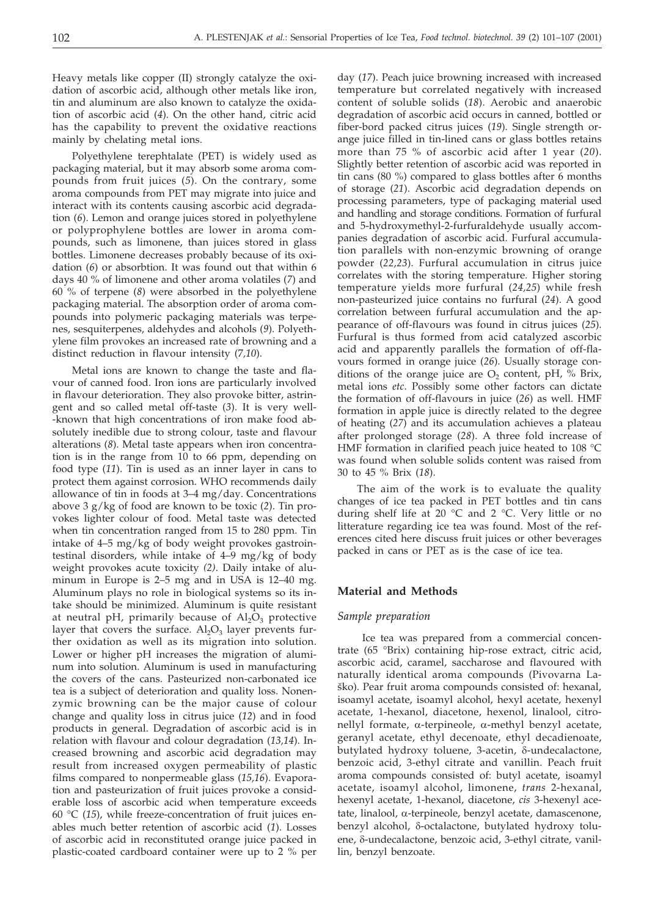Heavy metals like copper (II) strongly catalyze the oxidation of ascorbic acid, although other metals like iron, tin and aluminum are also known to catalyze the oxidation of ascorbic acid (*4*). On the other hand, citric acid has the capability to prevent the oxidative reactions mainly by chelating metal ions.

Polyethylene terephtalate (PET) is widely used as packaging material, but it may absorb some aroma compounds from fruit juices (*5*). On the contrary, some aroma compounds from PET may migrate into juice and interact with its contents causing ascorbic acid degradation (*6*). Lemon and orange juices stored in polyethylene or polyprophylene bottles are lower in aroma compounds, such as limonene, than juices stored in glass bottles. Limonene decreases probably because of its oxidation (*6*) or absorbtion. It was found out that within 6 days 40 % of limonene and other aroma volatiles (*7*) and 60 % of terpene (*8*) were absorbed in the polyethylene packaging material. The absorption order of aroma compounds into polymeric packaging materials was terpenes, sesquiterpenes, aldehydes and alcohols (*9*). Polyethylene film provokes an increased rate of browning and a distinct reduction in flavour intensity (*7,10*).

Metal ions are known to change the taste and flavour of canned food. Iron ions are particularly involved in flavour deterioration. They also provoke bitter, astringent and so called metal off-taste (*3*). It is very well-known that high concentrations of iron make food absolutely inedible due to strong colour, taste and flavour alterations (*8*). Metal taste appears when iron concentration is in the range from 10 to 66 ppm, depending on food type (*11*). Tin is used as an inner layer in cans to protect them against corrosion. WHO recommends daily allowance of tin in foods at 3–4 mg/day. Concentrations above 3 g/kg of food are known to be toxic (*2*). Tin provokes lighter colour of food. Metal taste was detected when tin concentration ranged from 15 to 280 ppm. Tin intake of 4–5 mg/kg of body weight provokes gastrointestinal disorders, while intake of 4–9 mg/kg of body weight provokes acute toxicity (*2*). Daily intake of aluminum in Europe is 2–5 mg and in USA is 12–40 mg. Aluminum plays no role in biological systems so its intake should be minimized. Aluminum is quite resistant at neutral pH, primarily because of $Al_2O_3$ protective layer that covers the surface. $Al_2O_3$ layer prevents further oxidation as well as its migration into solution. Lower or higher pH increases the migration of aluminum into solution. Aluminum is used in manufacturing the covers of the cans. Pasteurized non-carbonated ice tea is a subject of deterioration and quality loss. Nonenzymic browning can be the major cause of colour change and quality loss in citrus juice (*12*) and in food products in general. Degradation of ascorbic acid is in relation with flavour and colour degradation (*13,14*). Increased browning and ascorbic acid degradation may result from increased oxygen permeability of plastic films compared to nonpermeable glass (*15,16*). Evaporation and pasteurization of fruit juices provoke a considerable loss of ascorbic acid when temperature exceeds 60 °C (*15*), while freeze-concentration of fruit juices enables much better retention of ascorbic acid (*1*). Losses of ascorbic acid in reconstituted orange juice packed in plastic-coated cardboard container were up to 2 % per day (*17*). Peach juice browning increased with increased temperature but correlated negatively with increased content of soluble solids (*18*). Aerobic and anaerobic degradation of ascorbic acid occurs in canned, bottled or fiber-bord packed citrus juices (*19*). Single strength orange juice filled in tin-lined cans or glass bottles retains more than 75 % of ascorbic acid after 1 year (*20*). Slightly better retention of ascorbic acid was reported in tin cans (80 %) compared to glass bottles after 6 months of storage (*21*). Ascorbic acid degradation depends on processing parameters, type of packaging material used and handling and storage conditions. Formation of furfural and 5-hydroxymethyl-2-furfuraldehyde usually accompanies degradation of ascorbic acid. Furfural accumulation parallels with non-enzymic browning of orange powder (*22,23*). Furfural accumulation in citrus juice correlates with the storing temperature. Higher storing temperature yields more furfural (*24,25*) while fresh non-pasteurized juice contains no furfural (*24*). A good correlation between furfural accumulation and the appearance of off-flavours was found in citrus juices (*25*). Furfural is thus formed from acid catalyzed ascorbic acid and apparently parallels the formation of off-flavours formed in orange juice (*26*). Usually storage conditions of the orange juice are $O_2$ content, pH, % Brix, metal ions *etc*. Possibly some other factors can dictate the formation of off-flavours in juice (*26*) as well. HMF formation in apple juice is directly related to the degree of heating (*27*) and its accumulation achieves a plateau after prolonged storage (*28*). A three fold increase of HMF formation in clarified peach juice heated to 108 °C was found when soluble solids content was raised from 30 to 45 % Brix (*18*).

The aim of the work is to evaluate the quality changes of ice tea packed in PET bottles and tin cans during shelf life at 20 °C and 2 °C. Very little or no litterature regarding ice tea was found. Most of the references cited here discuss fruit juices or other beverages packed in cans or PET as is the case of ice tea.

## Material and Methods

### *Sample preparation*

Ice tea was prepared from a commercial concentrate (65 °Brix) containing hip-rose extract, citric acid, ascorbic acid, caramel, saccharose and flavoured with naturally identical aroma compounds (Pivovarna Laško). Pear fruit aroma compounds consisted of: hexanal, isoamyl acetate, isoamyl alcohol, hexyl acetate, hexenyl acetate, 1-hexanol, diacetone, hexenol, linalool, citronellyl formate, α-terpineole, α-methyl benzyl acetate, geranyl acetate, ethyl decenoate, ethyl decadienoate, butylated hydroxy toluene, 3-acetin, δ-undecalactone, benzoic acid, 3-ethyl citrate and vanillin. Peach fruit aroma compounds consisted of: butyl acetate, isoamyl acetate, isoamyl alcohol, limonene, *trans* 2-hexanal, hexenyl acetate, 1-hexanol, diacetone, *cis* 3-hexenyl acetate, linalool, α-terpineole, benzyl acetate, damascenone, benzyl alcohol, δ-octalactone, butylated hydroxy toluene, δ-undecalactone, benzoic acid, 3-ethyl citrate, vanillin, benzyl benzoate.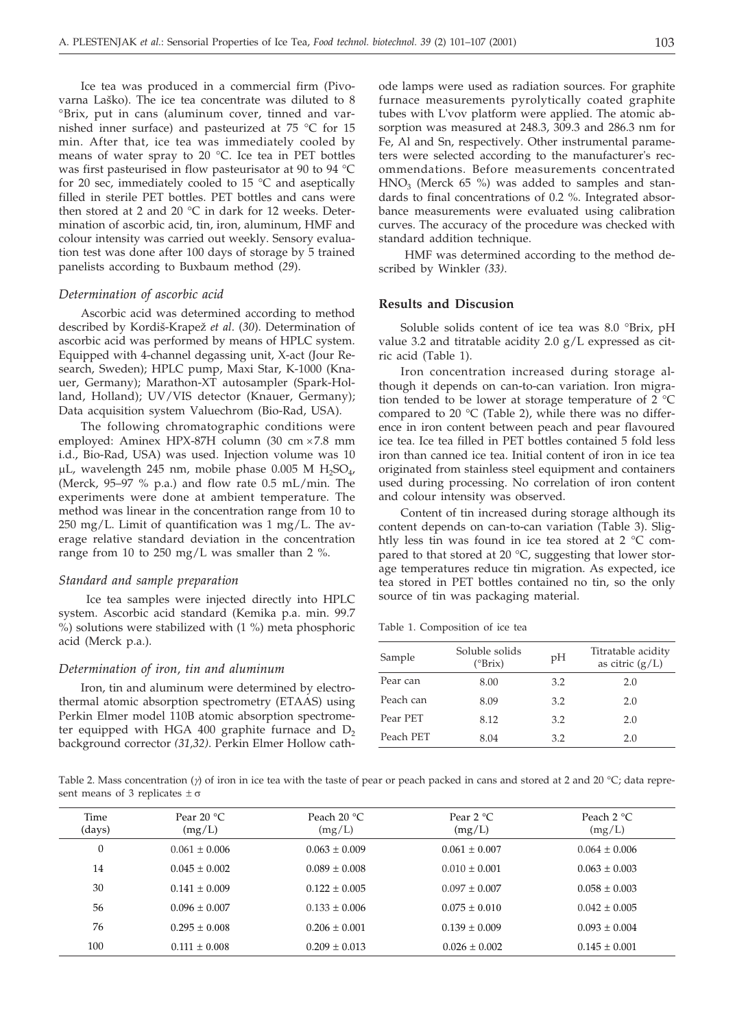Ice tea was produced in a commercial firm (Pivovarna Laško). The ice tea concentrate was diluted to 8 °Brix, put in cans (aluminum cover, tinned and varnished inner surface) and pasteurized at 75 °C for 15 min. After that, ice tea was immediately cooled by means of water spray to 20 °C. Ice tea in PET bottles was first pasteurised in flow pasteurisator at 90 to 94 °C for 20 sec, immediately cooled to 15 °C and aseptically filled in sterile PET bottles. PET bottles and cans were then stored at 2 and 20 °C in dark for 12 weeks. Determination of ascorbic acid, tin, iron, aluminum, HMF and colour intensity was carried out weekly. Sensory evaluation test was done after 100 days of storage by 5 trained panelists according to Buxbaum method (*29*).

### *Determination of ascorbic acid*

Ascorbic acid was determined according to method described by Kordiš-Krapež *et al.* (*30*). Determination of ascorbic acid was performed by means of HPLC system. Equipped with 4-channel degassing unit, X-act (Jour Research, Sweden); HPLC pump, Maxi Star, K-1000 (Knauer, Germany); Marathon-XT autosampler (Spark-Holland, Holland); UV/VIS detector (Knauer, Germany); Data acquisition system Valuechrom (Bio-Rad, USA).

The following chromatographic conditions were employed: Aminex HPX-87H column (30 cm × 7.8 mm i.d., Bio-Rad, USA) was used. Injection volume was 10 μL, wavelength 245 nm, mobile phase 0.005 M $H_2SO_4$, (Merck, 95–97 % p.a.) and flow rate 0.5 mL/min. The experiments were done at ambient temperature. The method was linear in the concentration range from 10 to 250 mg/L. Limit of quantification was 1 mg/L. The average relative standard deviation in the concentration range from 10 to 250 mg/L was smaller than 2 %.

### *Standard and sample preparation*

Ice tea samples were injected directly into HPLC system. Ascorbic acid standard (Kemika p.a. min. 99.7 %) solutions were stabilized with (1 %) meta phosphoric acid (Merck p.a.).

### *Determination of iron, tin and aluminum*

Iron, tin and aluminum were determined by electrothermal atomic absorption spectrometry (ETAAS) using Perkin Elmer model 110B atomic absorption spectrometer equipped with HGA 400 graphite furnace and $D_2$ background corrector *(31,32)*. Perkin Elmer Hollow cathode lamps were used as radiation sources. For graphite furnace measurements pyrolytically coated graphite tubes with L'vov platform were applied. The atomic absorption was measured at 248.3, 309.3 and 286.3 nm for Fe, Al and Sn, respectively. Other instrumental parameters were selected according to the manufacturer's recommendations. Before measurements concentrated $HNO_3$ (Merck 65 %) was added to samples and standards to final concentrations of 0.2 %. Integrated absorbance measurements were evaluated using calibration curves. The accuracy of the procedure was checked with standard addition technique.

HMF was determined according to the method described by Winkler *(33)*.

## Results and Discussion

Soluble solids content of ice tea was 8.0 °Brix, pH value 3.2 and titratable acidity 2.0 g/L expressed as citric acid (Table 1).

Iron concentration increased during storage although it depends on can-to-can variation. Iron migration tended to be lower at storage temperature of 2 °C compared to 20 °C (Table 2), while there was no difference in iron content between peach and pear flavoured ice tea. Ice tea filled in PET bottles contained 5 fold less iron than canned ice tea. Initial content of iron in ice tea originated from stainless steel equipment and containers used during processing. No correlation of iron content and colour intensity was observed.

Content of tin increased during storage although its content depends on can-to-can variation (Table 3). Slightly less tin was found in ice tea stored at 2 °C compared to that stored at 20 °C, suggesting that lower storage temperatures reduce tin migration. As expected, ice tea stored in PET bottles contained no tin, so the only source of tin was packaging material.

Table 1. Composition of ice tea

| Sample | Soluble solids (°Brix) | pH | Titratable acidity as citric (g/L) |
|---|---|---|---|
| Pear can | 8.00 | 3.2 | 2.0 |
| Peach can | 8.09 | 3.2 | 2.0 |
| Pear PET | 8.12 | 3.2 | 2.0 |
| Peach PET | 8.04 | 3.2 | 2.0 |

Table 2. Mass concentration ($\gamma$) of iron in ice tea with the taste of pear or peach packed in cans and stored at 2 and 20 °C; data represent means of 3 replicates ± σ

| Time (days) | Pear 20 °C (mg/L) | Peach 20 °C (mg/L) | Pear 2 °C (mg/L) | Peach 2 °C (mg/L) |
|---|---|---|---|---|
| 0 | 0.061 ± 0.006 | 0.063 ± 0.009 | 0.061 ± 0.007 | 0.064 ± 0.006 |
| 14 | 0.045 ± 0.002 | 0.089 ± 0.008 | 0.010 ± 0.001 | 0.063 ± 0.003 |
| 30 | 0.141 ± 0.009 | 0.122 ± 0.005 | 0.097 ± 0.007 | 0.058 ± 0.003 |
| 56 | 0.096 ± 0.007 | 0.133 ± 0.006 | 0.075 ± 0.010 | 0.042 ± 0.005 |
| 76 | 0.295 ± 0.008 | 0.206 ± 0.001 | 0.139 ± 0.009 | 0.093 ± 0.004 |
| 100 | 0.111 ± 0.008 | 0.209 ± 0.013 | 0.026 ± 0.002 | 0.145 ± 0.001 |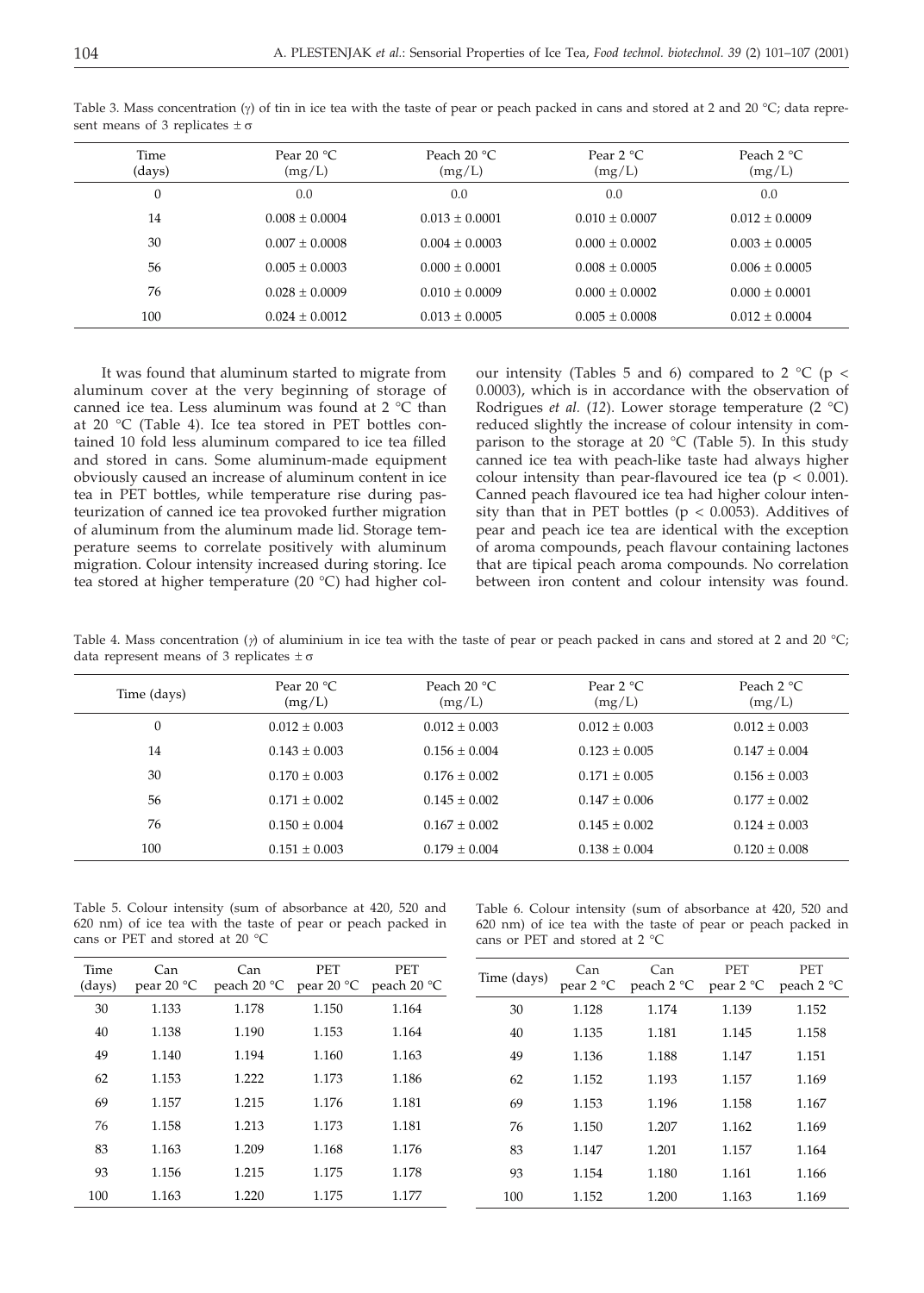Table 3. Mass concentration ($\gamma$) of tin in ice tea with the taste of pear or peach packed in cans and stored at 2 and 20 °C; data represent means of 3 replicates $\pm \sigma$

| Time (days) | Pear 20 °C (mg/L) | Peach 20 °C (mg/L) | Pear 2 °C (mg/L) | Peach 2 °C (mg/L) |
|---|---|---|---|---|
| 0 | 0.0 | 0.0 | 0.0 | 0.0 |
| 14 | 0.008 ± 0.0004 | 0.013 ± 0.0001 | 0.010 ± 0.0007 | 0.012 ± 0.0009 |
| 30 | 0.007 ± 0.0008 | 0.004 ± 0.0003 | 0.000 ± 0.0002 | 0.003 ± 0.0005 |
| 56 | 0.005 ± 0.0003 | 0.000 ± 0.0001 | 0.008 ± 0.0005 | 0.006 ± 0.0005 |
| 76 | 0.028 ± 0.0009 | 0.010 ± 0.0009 | 0.000 ± 0.0002 | 0.000 ± 0.0001 |
| 100 | 0.024 ± 0.0012 | 0.013 ± 0.0005 | 0.005 ± 0.0008 | 0.012 ± 0.0004 |

It was found that aluminum started to migrate from aluminum cover at the very beginning of storage of canned ice tea. Less aluminum was found at 2 °C than at 20 °C (Table 4). Ice tea stored in PET bottles contained 10 fold less aluminum compared to ice tea filled and stored in cans. Some aluminum-made equipment obviously caused an increase of aluminum content in ice tea in PET bottles, while temperature rise during pasteurization of canned ice tea provoked further migration of aluminum from the aluminum made lid. Storage temperature seems to correlate positively with aluminum migration. Colour intensity increased during storing. Ice tea stored at higher temperature (20 °C) had higher colour intensity (Tables 5 and 6) compared to 2 °C ($p < 0.0003$), which is in accordance with the observation of Rodrigues *et al.* (*12*). Lower storage temperature (2 °C) reduced slightly the increase of colour intensity in comparison to the storage at 20 °C (Table 5). In this study canned ice tea with peach-like taste had always higher colour intensity than pear-flavoured ice tea ($p < 0.001$). Canned peach flavoured ice tea had higher colour intensity than that in PET bottles ($p < 0.0053$). Additives of pear and peach ice tea are identical with the exception of aroma compounds, peach flavour containing lactones that are tipical peach aroma compounds. No correlation between iron content and colour intensity was found.

Table 4. Mass concentration ($\gamma$) of aluminium in ice tea with the taste of pear or peach packed in cans and stored at 2 and 20 °C; data represent means of 3 replicates $\pm \sigma$

| Time (days) | Pear 20 °C (mg/L) | Peach 20 °C (mg/L) | Pear 2 °C (mg/L) | Peach 2 °C (mg/L) |
|---|---|---|---|---|
| 0 | 0.012 ± 0.003 | 0.012 ± 0.003 | 0.012 ± 0.003 | 0.012 ± 0.003 |
| 14 | 0.143 ± 0.003 | 0.156 ± 0.004 | 0.123 ± 0.005 | 0.147 ± 0.004 |
| 30 | 0.170 ± 0.003 | 0.176 ± 0.002 | 0.171 ± 0.005 | 0.156 ± 0.003 |
| 56 | 0.171 ± 0.002 | 0.145 ± 0.002 | 0.147 ± 0.006 | 0.177 ± 0.002 |
| 76 | 0.150 ± 0.004 | 0.167 ± 0.002 | 0.145 ± 0.002 | 0.124 ± 0.003 |
| 100 | 0.151 ± 0.003 | 0.179 ± 0.004 | 0.138 ± 0.004 | 0.120 ± 0.008 |

Table 5. Colour intensity (sum of absorbance at 420, 520 and 620 nm) of ice tea with the taste of pear or peach packed in cans or PET and stored at 20 °C

| Time (days) | Can pear 20 °C | Can peach 20 °C | PET pear 20 °C | PET peach 20 °C |
|---|---|---|---|---|
| 30 | 1.133 | 1.178 | 1.150 | 1.164 |
| 40 | 1.138 | 1.190 | 1.153 | 1.164 |
| 49 | 1.140 | 1.194 | 1.160 | 1.163 |
| 62 | 1.153 | 1.222 | 1.173 | 1.186 |
| 69 | 1.157 | 1.215 | 1.176 | 1.181 |
| 76 | 1.158 | 1.213 | 1.173 | 1.181 |
| 83 | 1.163 | 1.209 | 1.168 | 1.176 |
| 93 | 1.156 | 1.215 | 1.175 | 1.178 |
| 100 | 1.163 | 1.220 | 1.175 | 1.177 |

Table 6. Colour intensity (sum of absorbance at 420, 520 and 620 nm) of ice tea with the taste of pear or peach packed in cans or PET and stored at 2 °C

| Time (days) | Can pear 2 °C | Can peach 2 °C | PET pear 2 °C | PET peach 2 °C |
|---|---|---|---|---|
| 30 | 1.128 | 1.174 | 1.139 | 1.152 |
| 40 | 1.135 | 1.181 | 1.145 | 1.158 |
| 49 | 1.136 | 1.188 | 1.147 | 1.151 |
| 62 | 1.152 | 1.193 | 1.157 | 1.169 |
| 69 | 1.153 | 1.196 | 1.158 | 1.167 |
| 76 | 1.150 | 1.207 | 1.162 | 1.169 |
| 83 | 1.147 | 1.201 | 1.157 | 1.164 |
| 93 | 1.154 | 1.180 | 1.161 | 1.166 |
| 100 | 1.152 | 1.200 | 1.163 | 1.169 |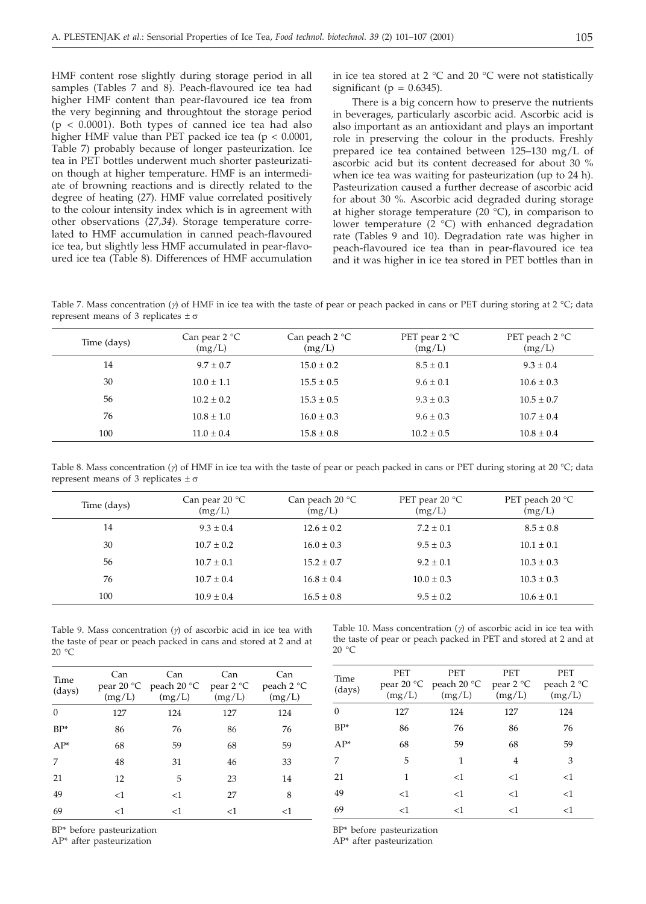HMF content rose slightly during storage period in all samples (Tables 7 and 8). Peach-flavoured ice tea had higher HMF content than pear-flavoured ice tea from the very beginning and throughtout the storage period ($p < 0.0001$). Both types of canned ice tea had also higher HMF value than PET packed ice tea ($p < 0.0001$, Table 7) probably because of longer pasteurization. Ice tea in PET bottles underwent much shorter pasteurization though at higher temperature. HMF is an intermediate of browning reactions and is directly related to the degree of heating (*27*). HMF value correlated positively to the colour intensity index which is in agreement with other observations (*27,34*). Storage temperature correlated to HMF accumulation in canned peach-flavoured ice tea, but slightly less HMF accumulated in pear-flavoured ice tea (Table 8). Differences of HMF accumulation in ice tea stored at 2 °C and 20 °C were not statistically significant ($p = 0.6345$).

There is a big concern how to preserve the nutrients in beverages, particularly ascorbic acid. Ascorbic acid is also important as an antioxidant and plays an important role in preserving the colour in the products. Freshly prepared ice tea contained between 125–130 mg/L of ascorbic acid but its content decreased for about 30 % when ice tea was waiting for pasteurization (up to 24 h). Pasteurization caused a further decrease of ascorbic acid for about 30 %. Ascorbic acid degraded during storage at higher storage temperature (20 °C), in comparison to lower temperature (2 °C) with enhanced degradation rate (Tables 9 and 10). Degradation rate was higher in peach-flavoured ice tea than in pear-flavoured ice tea and it was higher in ice tea stored in PET bottles than in

Table 7. Mass concentration ($\gamma$) of HMF in ice tea with the taste of pear or peach packed in cans or PET during storing at 2 °C; data represent means of 3 replicates ± σ

| Time (days) | Can pear 2 °C (mg/L) | Can peach 2 °C (mg/L) | PET pear 2 °C (mg/L) | PET peach 2 °C (mg/L) |
|---|---|---|---|---|
| 14 | 9.7 ± 0.7 | 15.0 ± 0.2 | 8.5 ± 0.1 | 9.3 ± 0.4 |
| 30 | 10.0 ± 1.1 | 15.5 ± 0.5 | 9.6 ± 0.1 | 10.6 ± 0.3 |
| 56 | 10.2 ± 0.2 | 15.3 ± 0.5 | 9.3 ± 0.3 | 10.5 ± 0.7 |
| 76 | 10.8 ± 1.0 | 16.0 ± 0.3 | 9.6 ± 0.3 | 10.7 ± 0.4 |
| 100 | 11.0 ± 0.4 | 15.8 ± 0.8 | 10.2 ± 0.5 | 10.8 ± 0.4 |

Table 8. Mass concentration ($\gamma$) of HMF in ice tea with the taste of pear or peach packed in cans or PET during storing at 20 °C; data represent means of 3 replicates ± σ

| Time (days) | Can pear 20 °C (mg/L) | Can peach 20 °C (mg/L) | PET pear 20 °C (mg/L) | PET peach 20 °C (mg/L) |
|---|---|---|---|---|
| 14 | 9.3 ± 0.4 | 12.6 ± 0.2 | 7.2 ± 0.1 | 8.5 ± 0.8 |
| 30 | 10.7 ± 0.2 | 16.0 ± 0.3 | 9.5 ± 0.3 | 10.1 ± 0.1 |
| 56 | 10.7 ± 0.1 | 15.2 ± 0.7 | 9.2 ± 0.1 | 10.3 ± 0.3 |
| 76 | 10.7 ± 0.4 | 16.8 ± 0.4 | 10.0 ± 0.3 | 10.3 ± 0.3 |
| 100 | 10.9 ± 0.4 | 16.5 ± 0.8 | 9.5 ± 0.2 | 10.6 ± 0.1 |

Table 9. Mass concentration ($\gamma$) of ascorbic acid in ice tea with the taste of pear or peach packed in cans and stored at 2 and at 20 °C

| Time (days) | Can pear 20 °C (mg/L) | Can peach 20 °C (mg/L) | Can pear 2 °C (mg/L) | Can peach 2 °C (mg/L) |
|---|---|---|---|---|
| 0 | 127 | 124 | 127 | 124 |
| BP* | 86 | 76 | 86 | 76 |
| AP* | 68 | 59 | 68 | 59 |
| 7 | 48 | 31 | 46 | 33 |
| 21 | 12 | 5 | 23 | 14 |
| 49 | <1 | <1 | 27 | 8 |
| 69 | <1 | <1 | <1 | <1 |

BP* before pasteurization
AP* after pasteurization

Table 10. Mass concentration ($\gamma$) of ascorbic acid in ice tea with the taste of pear or peach packed in PET and stored at 2 and at 20 °C

| Time (days) | PET pear 20 °C (mg/L) | PET peach 20 °C (mg/L) | PET pear 2 °C (mg/L) | PET peach 2 °C (mg/L) |
|---|---|---|---|---|
| 0 | 127 | 124 | 127 | 124 |
| BP* | 86 | 76 | 86 | 76 |
| AP* | 68 | 59 | 68 | 59 |
| 7 | 5 | 1 | 4 | 3 |
| 21 | 1 | <1 | <1 | <1 |
| 49 | <1 | <1 | <1 | <1 |
| 69 | <1 | <1 | <1 | <1 |

BP* before pasteurization
AP* after pasteurization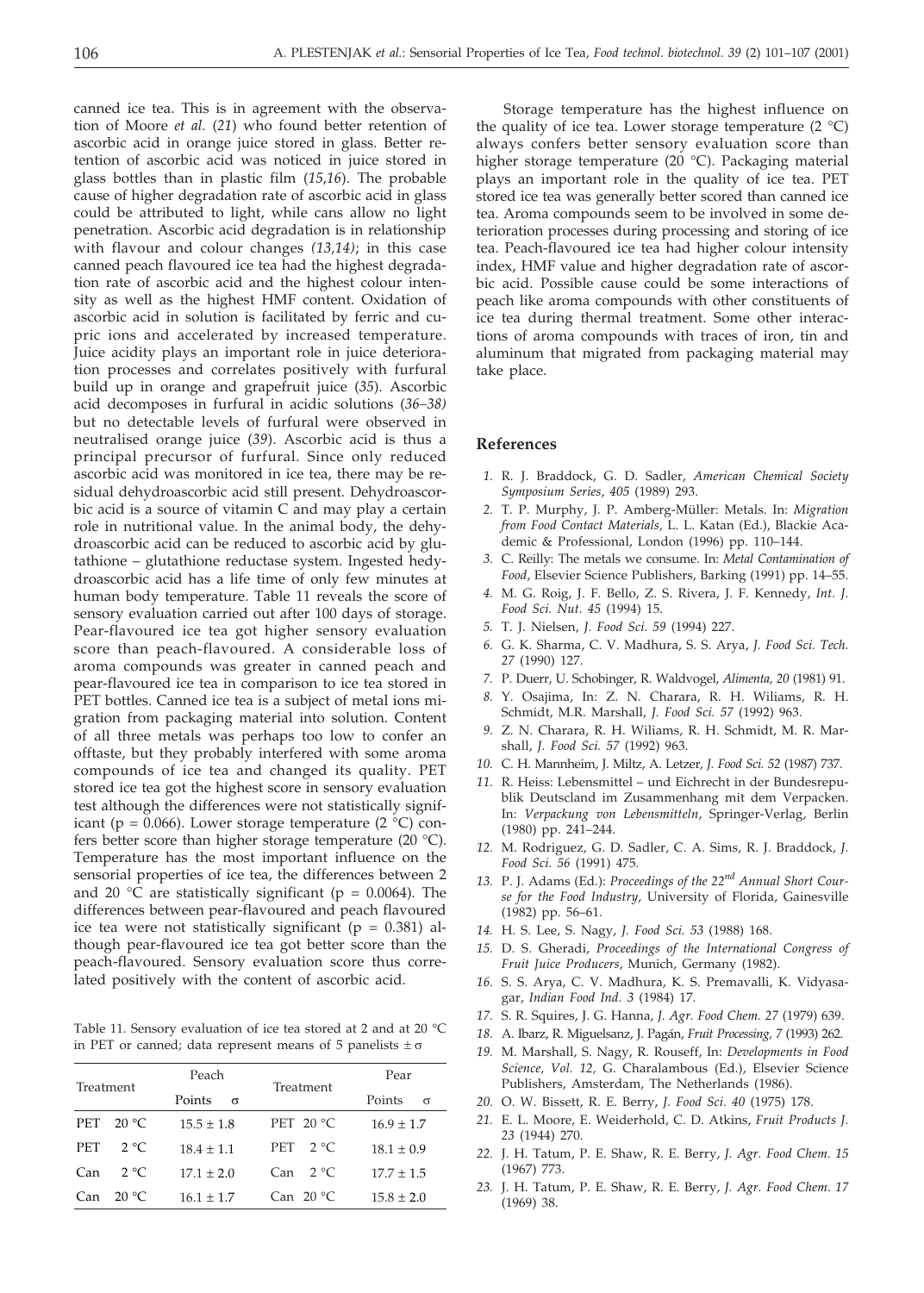canned ice tea. This is in agreement with the observation of Moore *et al.* (*21*) who found better retention of ascorbic acid in orange juice stored in glass. Better retention of ascorbic acid was noticed in juice stored in glass bottles than in plastic film (*15,16*). The probable cause of higher degradation rate of ascorbic acid in glass could be attributed to light, while cans allow no light penetration. Ascorbic acid degradation is in relationship with flavour and colour changes *(13,14)*; in this case canned peach flavoured ice tea had the highest degradation rate of ascorbic acid and the highest colour intensity as well as the highest HMF content. Oxidation of ascorbic acid in solution is facilitated by ferric and cupric ions and accelerated by increased temperature. Juice acidity plays an important role in juice deterioration processes and correlates positively with furfural build up in orange and grapefruit juice (*35*). Ascorbic acid decomposes in furfural in acidic solutions (*36–38)* but no detectable levels of furfural were observed in neutralised orange juice (*39*). Ascorbic acid is thus a principal precursor of furfural. Since only reduced ascorbic acid was monitored in ice tea, there may be residual dehydroascorbic acid still present. Dehydroascorbic acid is a source of vitamin C and may play a certain role in nutritional value. In the animal body, the dehydroascorbic acid can be reduced to ascorbic acid by glutathione – glutathione reductase system. Ingested hedydroascorbic acid has a life time of only few minutes at human body temperature. Table 11 reveals the score of sensory evaluation carried out after 100 days of storage. Pear-flavoured ice tea got higher sensory evaluation score than peach-flavoured. A considerable loss of aroma compounds was greater in canned peach and pear-flavoured ice tea in comparison to ice tea stored in PET bottles. Canned ice tea is a subject of metal ions migration from packaging material into solution. Content of all three metals was perhaps too low to confer an offtaste, but they probably interfered with some aroma compounds of ice tea and changed its quality. PET stored ice tea got the highest score in sensory evaluation test although the differences were not statistically significant ($p = 0.066$). Lower storage temperature (2 °C) confers better score than higher storage temperature (20 °C). Temperature has the most important influence on the sensorial properties of ice tea, the differences between 2 and 20 °C are statistically significant ($p = 0.0064$). The differences between pear-flavoured and peach flavoured ice tea were not statistically significant ($p = 0.381$) although pear-flavoured ice tea got better score than the peach-flavoured. Sensory evaluation score thus correlated positively with the content of ascorbic acid.

Table 11. Sensory evaluation of ice tea stored at 2 and at 20 °C in PET or canned; data represent means of 5 panelists $\pm\,\sigma$

| Treatment | Peach Points $\sigma$ | Treatment | Pear Points $\sigma$ |
|---|---|---|---|
| PET 20 °C | 15.5 ± 1.8 | PET 20 °C | 16.9 ± 1.7 |
| PET 2 °C | 18.4 ± 1.1 | PET 2 °C | 18.1 ± 0.9 |
| Can 2 °C | 17.1 ± 2.0 | Can 2 °C | 17.7 ± 1.5 |
| Can 20 °C | 16.1 ± 1.7 | Can 20 °C | 15.8 ± 2.0 |

Storage temperature has the highest influence on the quality of ice tea. Lower storage temperature (2 °C) always confers better sensory evaluation score than higher storage temperature (20 °C). Packaging material plays an important role in the quality of ice tea. PET stored ice tea was generally better scored than canned ice tea. Aroma compounds seem to be involved in some deterioration processes during processing and storing of ice tea. Peach-flavoured ice tea had higher colour intensity index, HMF value and higher degradation rate of ascorbic acid. Possible cause could be some interactions of peach like aroma compounds with other constituents of ice tea during thermal treatment. Some other interactions of aroma compounds with traces of iron, tin and aluminum that migrated from packaging material may take place.

## References

1. R. J. Braddock, G. D. Sadler, *American Chemical Society Symposium Series*, *405* (1989) 293.
2. T. P. Murphy, J. P. Amberg-Müller: Metals. In: *Migration from Food Contact Materials,* L. L. Katan (Ed.), Blackie Academic & Professional, London (1996) pp. 110–144.
3. C. Reilly: The metals we consume. In: *Metal Contamination of Food*, Elsevier Science Publishers, Barking (1991) pp. 14–55.
4. M. G. Roig, J. F. Bello, Z. S. Rivera, J. F. Kennedy, *Int. J. Food Sci. Nut. 45* (1994) 15.
5. T. J. Nielsen, *J. Food Sci. 59* (1994) 227.
6. G. K. Sharma, C. V. Madhura, S. S. Arya, *J. Food Sci. Tech. 27* (1990) 127.
7. P. Duerr, U. Schobinger, R. Waldvogel, *Alimenta, 20* (1981) 91.
8. Y. Osajima, In: Z. N. Charara, R. H. Wiliams, R. H. Schmidt, M.R. Marshall, *J. Food Sci. 57* (1992) 963.
9. Z. N. Charara, R. H. Wiliams, R. H. Schmidt, M. R. Marshall, *J. Food Sci. 57* (1992) 963.
10. C. H. Mannheim, J. Miltz, A. Letzer, *J. Food Sci. 52* (1987) 737.
11. R. Heiss: Lebensmittel – und Eichrecht in der Bundesrepublik Deutsland im Zusammenhang mit dem Verpacken. In: *Verpackung von Lebensmitteln*, Springer-Verlag, Berlin (1980) pp. 241–244.
12. M. Rodriguez, G. D. Sadler, C. A. Sims, R. J. Braddock, *J. Food Sci. 56* (1991) 475.
13. P. J. Adams (Ed.): *Proceedings of the 22nd Annual Short Course for the Food Industry*, University of Florida, Gainesville (1982) pp. 56–61.
14. H. S. Lee, S. Nagy, *J. Food Sci. 53* (1988) 168.
15. D. S. Gheradi, *Proceedings of the International Congress of Fruit Juice Producers*, Munich, Germany (1982).
16. S. S. Arya, C. V. Madhura, K. S. Premavalli, K. Vidyasagar, *Indian Food Ind. 3* (1984) 17.
17. S. R. Squires, J. G. Hanna, *J. Agr. Food Chem. 27* (1979) 639.
18. A. Ibarz, R. Miguelsanz, J. Pagán, *Fruit Processing, 7* (1993) 262.
19. M. Marshall, S. Nagy, R. Rouseff, In: *Developments in Food Science*, *Vol. 12*, G. Charalambous (Ed.), Elsevier Science Publishers, Amsterdam, The Netherlands (1986).
20. O. W. Bissett, R. E. Berry, *J. Food Sci. 40* (1975) 178.
21. E. L. Moore, E. Weiderhold, C. D. Atkins, *Fruit Products J. 23* (1944) 270.
22. J. H. Tatum, P. E. Shaw, R. E. Berry, *J. Agr. Food Chem*. *15* (1967) 773.
23. J. H. Tatum, P. E. Shaw, R. E. Berry, *J. Agr. Food Chem. 17* (1969) 38.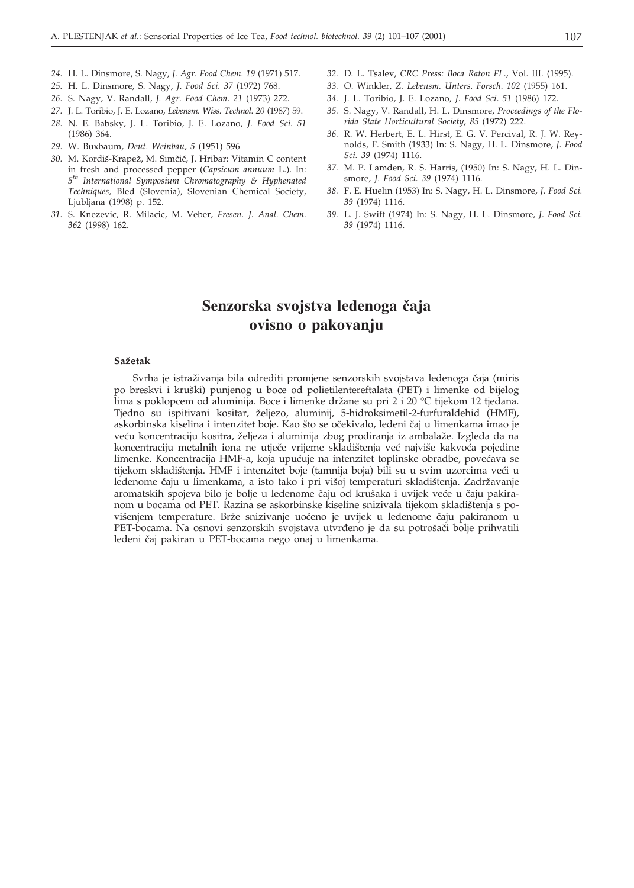24. H. L. Dinsmore, S. Nagy, *J. Agr. Food Chem. 19* (1971) 517.
25. H. L. Dinsmore, S. Nagy, *J. Food Sci. 37* (1972) 768.
26. S. Nagy, V. Randall, *J. Agr. Food Chem. 21* (1973) 272.
27. J. L. Toribio, J. E. Lozano, *Lebensm. Wiss. Technol. 20* (1987) 59.
28. N. E. Babsky, J. L. Toribio, J. E. Lozano, *J. Food Sci. 51* (1986) 364.
29. W. Buxbaum, *Deut. Weinbau, 5* (1951) 596
30. M. Kordiš-Krapež, M. Simčič, J. Hribar: Vitamin C content in fresh and processed pepper (*Capsicum annuum* L.). In: *5th International Symposium Chromatography & Hyphenated Techniques*, Bled (Slovenia), Slovenian Chemical Society, Ljubljana (1998) p. 152.
31. S. Knezevic, R. Milacic, M. Veber, *Fresen. J. Anal. Chem. 362* (1998) 162.
32. D. L. Tsalev, *CRC Press: Boca Raton FL.*, Vol. III. (1995).
33. O. Winkler, *Z. Lebensm. Unters. Forsch. 102* (1955) 161.
34. J. L. Toribio, J. E. Lozano, *J. Food Sci. 51* (1986) 172.
35. S. Nagy, V. Randall, H. L. Dinsmore, *Proceedings of the Florida State Horticultural Society, 85* (1972) 222.
36. R. W. Herbert, E. L. Hirst, E. G. V. Percival, R. J. W. Reynolds, F. Smith (1933) In: S. Nagy, H. L. Dinsmore, *J. Food Sci. 39* (1974) 1116.
37. M. P. Lamden, R. S. Harris, (1950) In: S. Nagy, H. L. Dinsmore, *J. Food Sci. 39* (1974) 1116.
38. F. E. Huelin (1953) In: S. Nagy, H. L. Dinsmore, *J. Food Sci. 39* (1974) 1116.
39. L. J. Swift (1974) In: S. Nagy, H. L. Dinsmore, *J. Food Sci. 39* (1974) 1116.

# Senzorska svojstva ledenoga čaja ovisno o pakovanju

### Sažetak

Svrha je istraživanja bila odrediti promjene senzorskih svojstava ledenoga čaja (miris po breskvi i kruški) punjenog u boce od polietilentereftalata (PET) i limenke od bijelog lima s poklopcem od aluminija. Boce i limenke držane su pri 2 i 20 °C tijekom 12 tjedana. Tjedno su ispitivani kositar, željezo, aluminij, 5-hidroksimetil-2-furfuraldehid (HMF), askorbinska kiselina i intenzitet boje. Kao što se očekivalo, ledeni čaj u limenkama imao je veću koncentraciju kositra, željeza i aluminija zbog prodiranja iz ambalaže. Izgleda da na koncentraciju metalnih iona ne utječe vrijeme skladištenja već najviše kakvoća pojedine limenke. Koncentracija HMF-a, koja upućuje na intenzitet toplinske obradbe, povećava se tijekom skladištenja. HMF i intenzitet boje (tamnija boja) bili su u svim uzorcima veći u ledenome čaju u limenkama, a isto tako i pri višoj temperaturi skladištenja. Zadržavanje aromatskih spojeva bilo je bolje u ledenome čaju od krušaka i uvijek veće u čaju pakiranom u bocama od PET. Razina se askorbinske kiseline snizivala tijekom skladištenja s povišenjem temperature. Brže snizivanje uočeno je uvijek u ledenome čaju pakiranom u PET-bocama. Na osnovi senzorskih svojstava utvrđeno je da su potrošači bolje prihvatili ledeni čaj pakiran u PET-bocama nego onaj u limenkama.